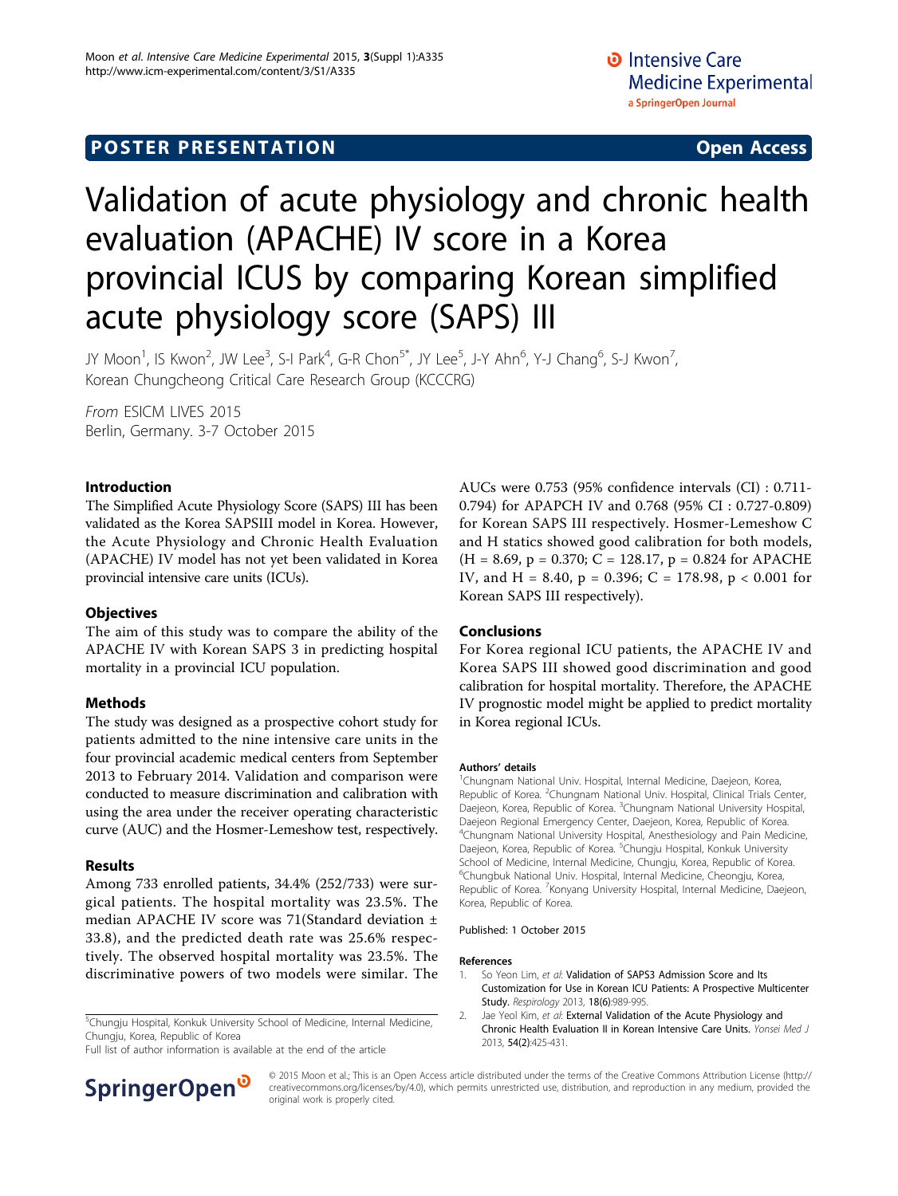POSTER PRESENTATION

Open Access

# Validation of acute physiology and chronic health evaluation (APACHE) IV score in a Korea provincial ICUS by comparing Korean simplified acute physiology score (SAPS) III

JY Moon[1], IS Kwon[2], JW Lee[3], S-I Park[4], G-R Chon[5*], JY Lee[5], J-Y Ahn[6], Y-J Chang[6], S-J Kwon[7], Korean Chungcheong Critical Care Research Group (KCCCRG)

*From* ESICM LIVES 2015
Berlin, Germany. 3-7 October 2015

## Introduction

The Simplified Acute Physiology Score (SAPS) III has been validated as the Korea SAPSIII model in Korea. However, the Acute Physiology and Chronic Health Evaluation (APACHE) IV model has not yet been validated in Korea provincial intensive care units (ICUs).

## Objectives

The aim of this study was to compare the ability of the APACHE IV with Korean SAPS 3 in predicting hospital mortality in a provincial ICU population.

## Methods

The study was designed as a prospective cohort study for patients admitted to the nine intensive care units in the four provincial academic medical centers from September 2013 to February 2014. Validation and comparison were conducted to measure discrimination and calibration with using the area under the receiver operating characteristic curve (AUC) and the Hosmer-Lemeshow test, respectively.

## Results

Among 733 enrolled patients, 34.4% (252/733) were surgical patients. The hospital mortality was 23.5%. The median APACHE IV score was 71(Standard deviation ± 33.8), and the predicted death rate was 25.6% respectively. The observed hospital mortality was 23.5%. The discriminative powers of two models were similar. The AUCs were 0.753 (95% confidence intervals (CI) : 0.711-0.794) for APAPCH IV and 0.768 (95% CI : 0.727-0.809) for Korean SAPS III respectively. Hosmer-Lemeshow C and H statics showed good calibration for both models, (H = 8.69, p = 0.370; C = 128.17, p = 0.824 for APACHE IV, and H = 8.40, p = 0.396; C = 178.98, p < 0.001 for Korean SAPS III respectively).

## Conclusions

For Korea regional ICU patients, the APACHE IV and Korea SAPS III showed good discrimination and good calibration for hospital mortality. Therefore, the APACHE IV prognostic model might be applied to predict mortality in Korea regional ICUs.

#### Authors' details

[1]Chungnam National Univ. Hospital, Internal Medicine, Daejeon, Korea, Republic of Korea. [2]Chungnam National Univ. Hospital, Clinical Trials Center, Daejeon, Korea, Republic of Korea. [3]Chungnam National University Hospital, Daejeon Regional Emergency Center, Daejeon, Korea, Republic of Korea. [4]Chungnam National University Hospital, Anesthesiology and Pain Medicine, Daejeon, Korea, Republic of Korea. [5]Chungju Hospital, Konkuk University School of Medicine, Internal Medicine, Chungju, Korea, Republic of Korea. [6]Chungbuk National Univ. Hospital, Internal Medicine, Cheongju, Korea, Republic of Korea. [7]Konyang University Hospital, Internal Medicine, Daejeon, Korea, Republic of Korea.

Published: 1 October 2015

#### References

1. So Yeon Lim, *et al*: **Validation of SAPS3 Admission Score and Its Customization for Use in Korean ICU Patients: A Prospective Multicenter Study.** *Respirology* 2013, **18(6)**:989-995.
2. Jae Yeol Kim, *et al*: **External Validation of the Acute Physiology and Chronic Health Evaluation II in Korean Intensive Care Units.** *Yonsei Med J* 2013, **54(2)**:425-431.

[5]Chungju Hospital, Konkuk University School of Medicine, Internal Medicine, Chungju, Korea, Republic of Korea
Full list of author information is available at the end of the article

© 2015 Moon et al.; This is an Open Access article distributed under the terms of the Creative Commons Attribution License (http://creativecommons.org/licenses/by/4.0), which permits unrestricted use, distribution, and reproduction in any medium, provided the original work is properly cited.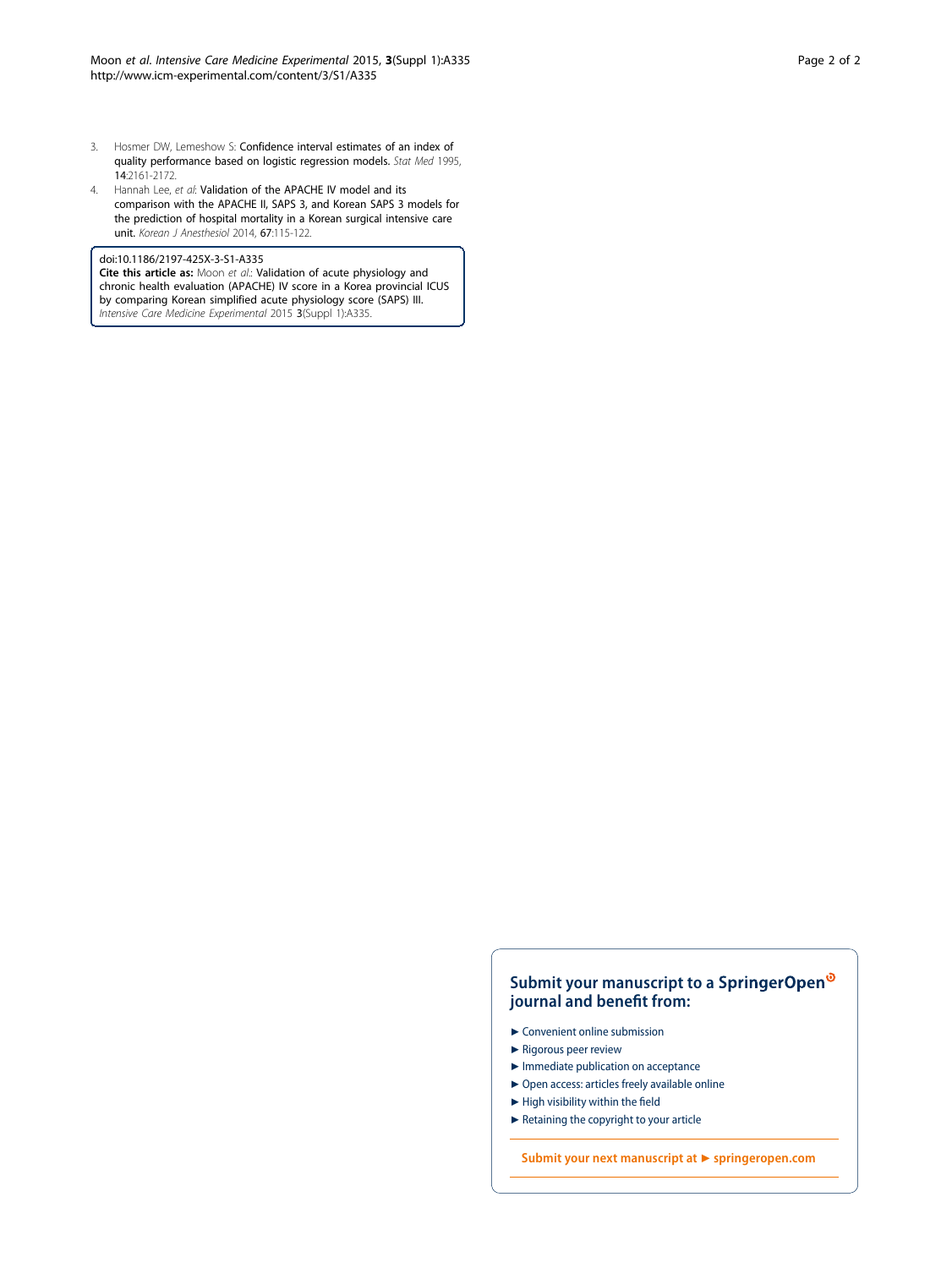3. Hosmer DW, Lemeshow S: **Confidence interval estimates of an index of quality performance based on logistic regression models.** *Stat Med* 1995, **14**:2161-2172.
4. Hannah Lee, *et al*: **Validation of the APACHE IV model and its comparison with the APACHE II, SAPS 3, and Korean SAPS 3 models for the prediction of hospital mortality in a Korean surgical intensive care unit.** *Korean J Anesthesiol* 2014, **67**:115-122.

doi:10.1186/2197-425X-3-S1-A335

**Cite this article as:** Moon *et al.*: Validation of acute physiology and chronic health evaluation (APACHE) IV score in a Korea provincial ICUS by comparing Korean simplified acute physiology score (SAPS) III. *Intensive Care Medicine Experimental* 2015 **3**(Suppl 1):A335.

**Submit your manuscript to a SpringerOpen journal and benefit from:**

- ► Convenient online submission
- ► Rigorous peer review
- ► Immediate publication on acceptance
- ► Open access: articles freely available online
- ► High visibility within the field
- ► Retaining the copyright to your article

**Submit your next manuscript at ► springeropen.com**